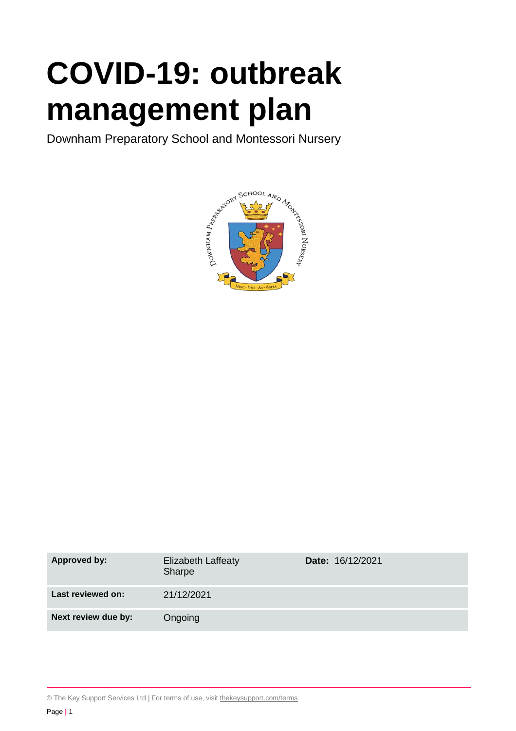# COVID-19: outbreak management plan

Downham Preparatory School and Montessori Nursery

| **Approved by:** | Elizabeth Laffeaty Sharpe | **Date:** 16/12/2021 |
| --- | --- | --- |
| **Last reviewed on:** | 21/12/2021 | |
| **Next review due by:** | Ongoing | |

© The Key Support Services Ltd | For terms of use, visit thekeysupport.com/terms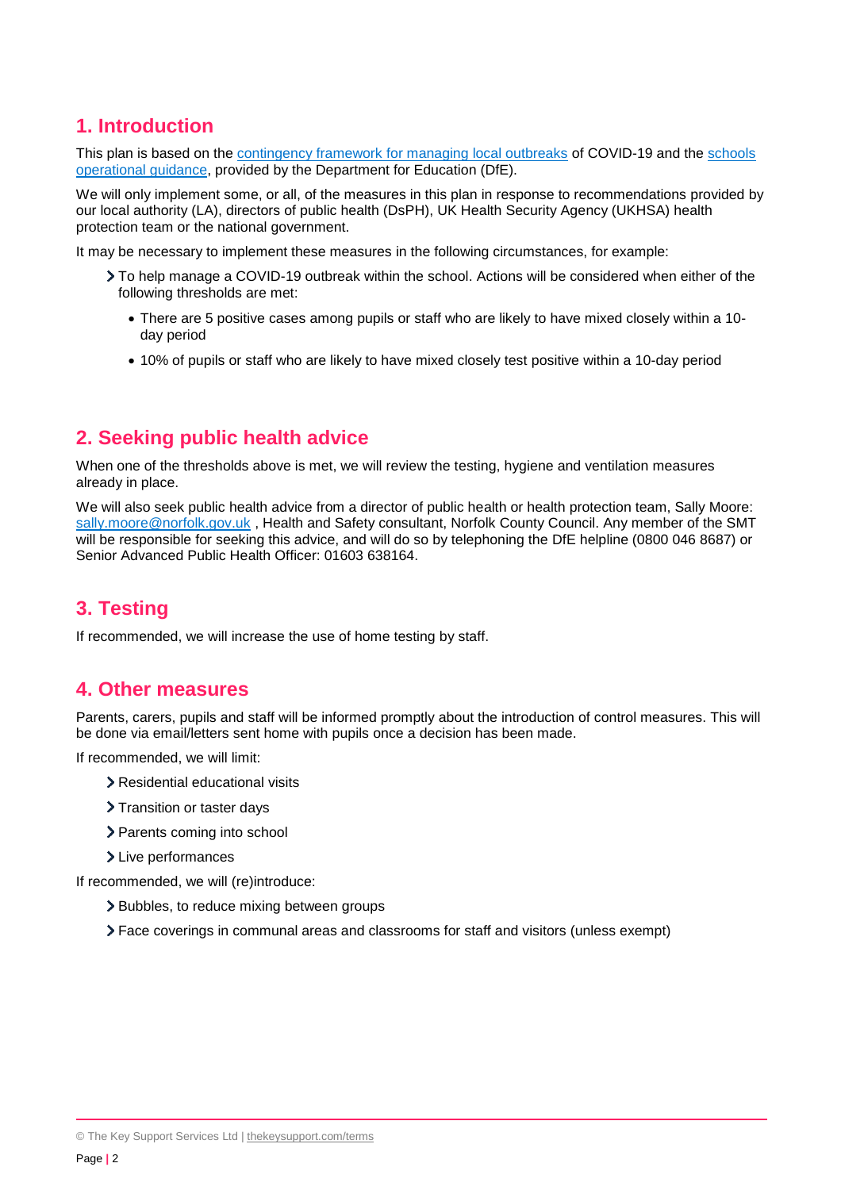## 1. Introduction

This plan is based on the [contingency framework for managing local outbreaks](#) of COVID-19 and the [schools operational guidance](#), provided by the Department for Education (DfE).

We will only implement some, or all, of the measures in this plan in response to recommendations provided by our local authority (LA), directors of public health (DsPH), UK Health Security Agency (UKHSA) health protection team or the national government.

It may be necessary to implement these measures in the following circumstances, for example:

- To help manage a COVID-19 outbreak within the school. Actions will be considered when either of the following thresholds are met:
  - There are 5 positive cases among pupils or staff who are likely to have mixed closely within a 10-day period
  - 10% of pupils or staff who are likely to have mixed closely test positive within a 10-day period

## 2. Seeking public health advice

When one of the thresholds above is met, we will review the testing, hygiene and ventilation measures already in place.

We will also seek public health advice from a director of public health or health protection team, Sally Moore: sally.moore@norfolk.gov.uk , Health and Safety consultant, Norfolk County Council. Any member of the SMT will be responsible for seeking this advice, and will do so by telephoning the DfE helpline (0800 046 8687) or Senior Advanced Public Health Officer: 01603 638164.

## 3. Testing

If recommended, we will increase the use of home testing by staff.

## 4. Other measures

Parents, carers, pupils and staff will be informed promptly about the introduction of control measures. This will be done via email/letters sent home with pupils once a decision has been made.

If recommended, we will limit:

- Residential educational visits
- Transition or taster days
- Parents coming into school
- Live performances

If recommended, we will (re)introduce:

- Bubbles, to reduce mixing between groups
- Face coverings in communal areas and classrooms for staff and visitors (unless exempt)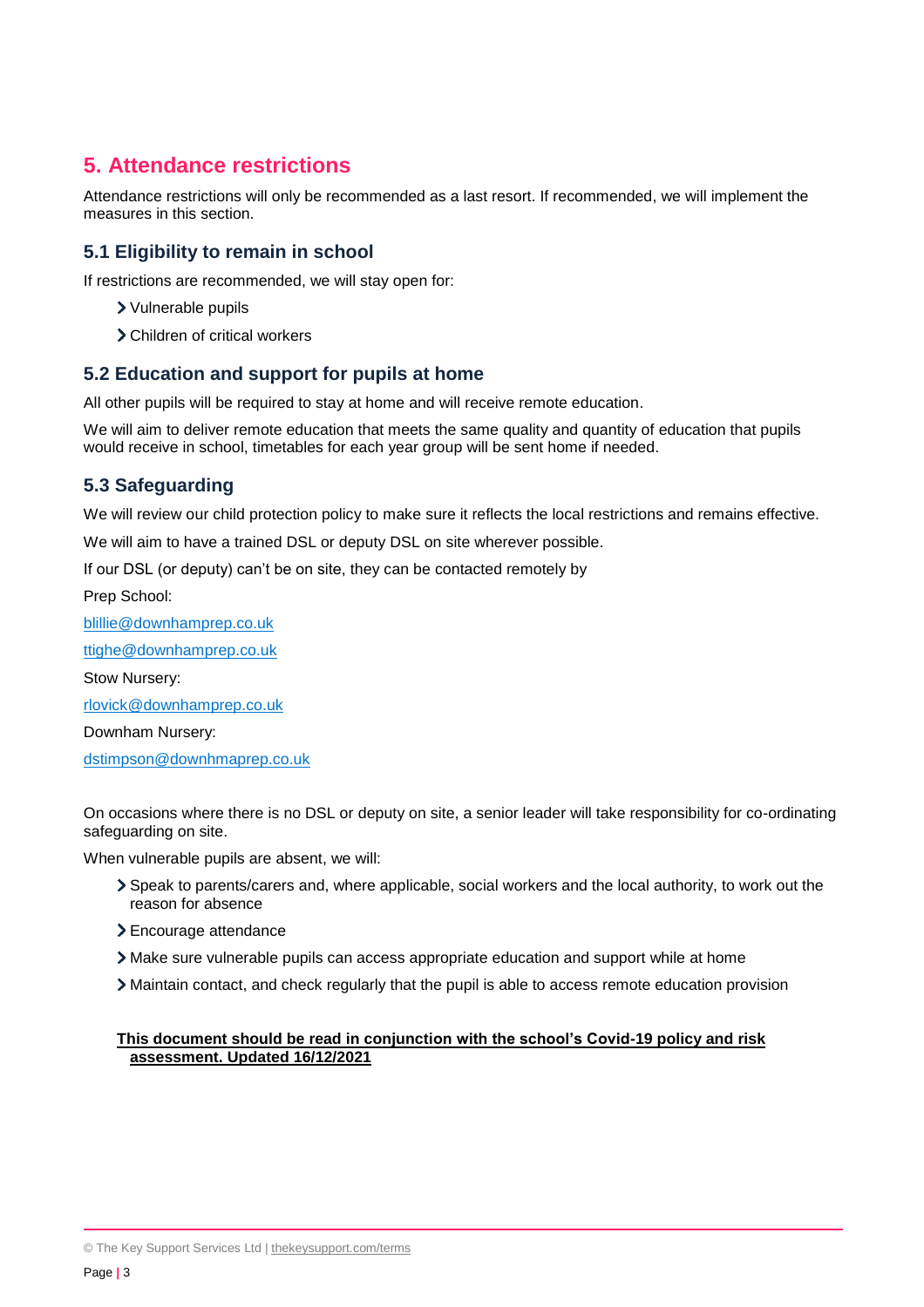## 5. Attendance restrictions

Attendance restrictions will only be recommended as a last resort. If recommended, we will implement the measures in this section.

### 5.1 Eligibility to remain in school

If restrictions are recommended, we will stay open for:

- Vulnerable pupils
- Children of critical workers

### 5.2 Education and support for pupils at home

All other pupils will be required to stay at home and will receive remote education.

We will aim to deliver remote education that meets the same quality and quantity of education that pupils would receive in school, timetables for each year group will be sent home if needed.

### 5.3 Safeguarding

We will review our child protection policy to make sure it reflects the local restrictions and remains effective.

We will aim to have a trained DSL or deputy DSL on site wherever possible.

If our DSL (or deputy) can't be on site, they can be contacted remotely by

Prep School:

blillie@downhamprep.co.uk

ttighe@downhamprep.co.uk

Stow Nursery:

rlovick@downhamprep.co.uk

Downham Nursery:

dstimpson@downhmaprep.co.uk

On occasions where there is no DSL or deputy on site, a senior leader will take responsibility for co-ordinating safeguarding on site.

When vulnerable pupils are absent, we will:

- Speak to parents/carers and, where applicable, social workers and the local authority, to work out the reason for absence
- Encourage attendance
- Make sure vulnerable pupils can access appropriate education and support while at home
- Maintain contact, and check regularly that the pupil is able to access remote education provision

**This document should be read in conjunction with the school's Covid-19 policy and risk assessment. Updated 16/12/2021**

© The Key Support Services Ltd | thekeysupport.com/terms